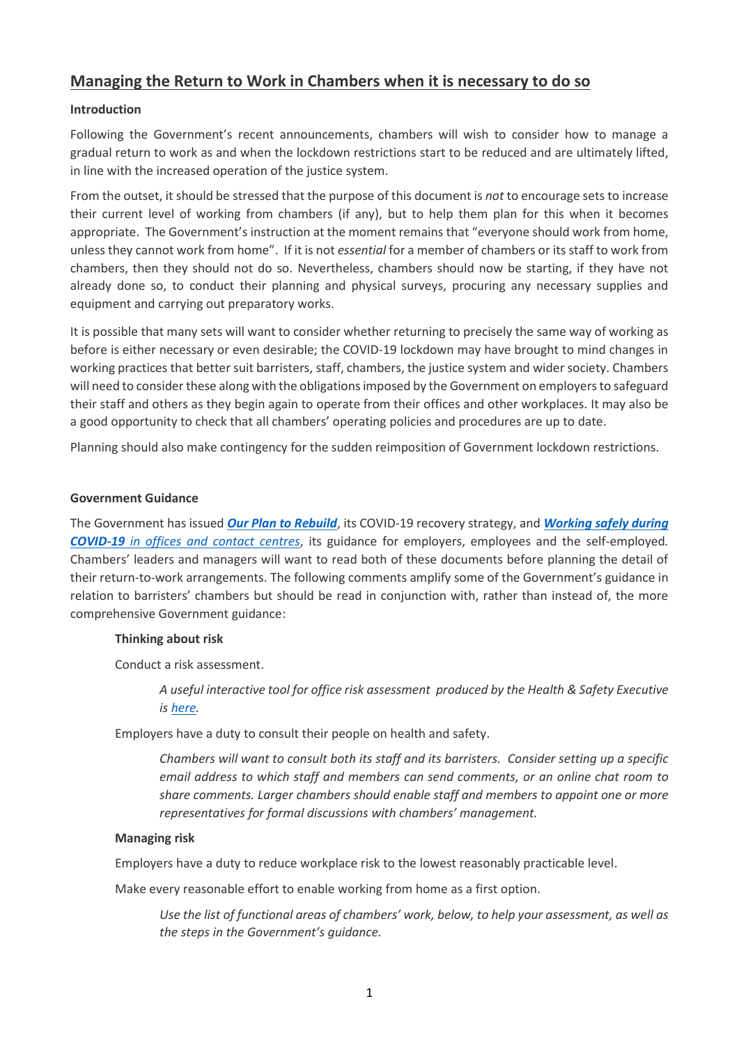# Managing the Return to Work in Chambers when it is necessary to do so

## Introduction

Following the Government's recent announcements, chambers will wish to consider how to manage a gradual return to work as and when the lockdown restrictions start to be reduced and are ultimately lifted, in line with the increased operation of the justice system.

From the outset, it should be stressed that the purpose of this document is *not* to encourage sets to increase their current level of working from chambers (if any), but to help them plan for this when it becomes appropriate. The Government's instruction at the moment remains that "everyone should work from home, unless they cannot work from home". If it is not *essential* for a member of chambers or its staff to work from chambers, then they should not do so. Nevertheless, chambers should now be starting, if they have not already done so, to conduct their planning and physical surveys, procuring any necessary supplies and equipment and carrying out preparatory works.

It is possible that many sets will want to consider whether returning to precisely the same way of working as before is either necessary or even desirable; the COVID-19 lockdown may have brought to mind changes in working practices that better suit barristers, staff, chambers, the justice system and wider society. Chambers will need to consider these along with the obligations imposed by the Government on employers to safeguard their staff and others as they begin again to operate from their offices and other workplaces. It may also be a good opportunity to check that all chambers' operating policies and procedures are up to date.

Planning should also make contingency for the sudden reimposition of Government lockdown restrictions.

## Government Guidance

The Government has issued ***Our Plan to Rebuild***, its COVID-19 recovery strategy, and ***Working safely during COVID-19** in offices and contact centres*, its guidance for employers, employees and the self-employed. Chambers' leaders and managers will want to read both of these documents before planning the detail of their return-to-work arrangements. The following comments amplify some of the Government's guidance in relation to barristers' chambers but should be read in conjunction with, rather than instead of, the more comprehensive Government guidance:

### Thinking about risk

Conduct a risk assessment.

> *A useful interactive tool for office risk assessment produced by the Health & Safety Executive is here.*

Employers have a duty to consult their people on health and safety.

> *Chambers will want to consult both its staff and its barristers. Consider setting up a specific email address to which staff and members can send comments, or an online chat room to share comments. Larger chambers should enable staff and members to appoint one or more representatives for formal discussions with chambers' management.*

### Managing risk

Employers have a duty to reduce workplace risk to the lowest reasonably practicable level.

Make every reasonable effort to enable working from home as a first option.

> *Use the list of functional areas of chambers' work, below, to help your assessment, as well as the steps in the Government's guidance.*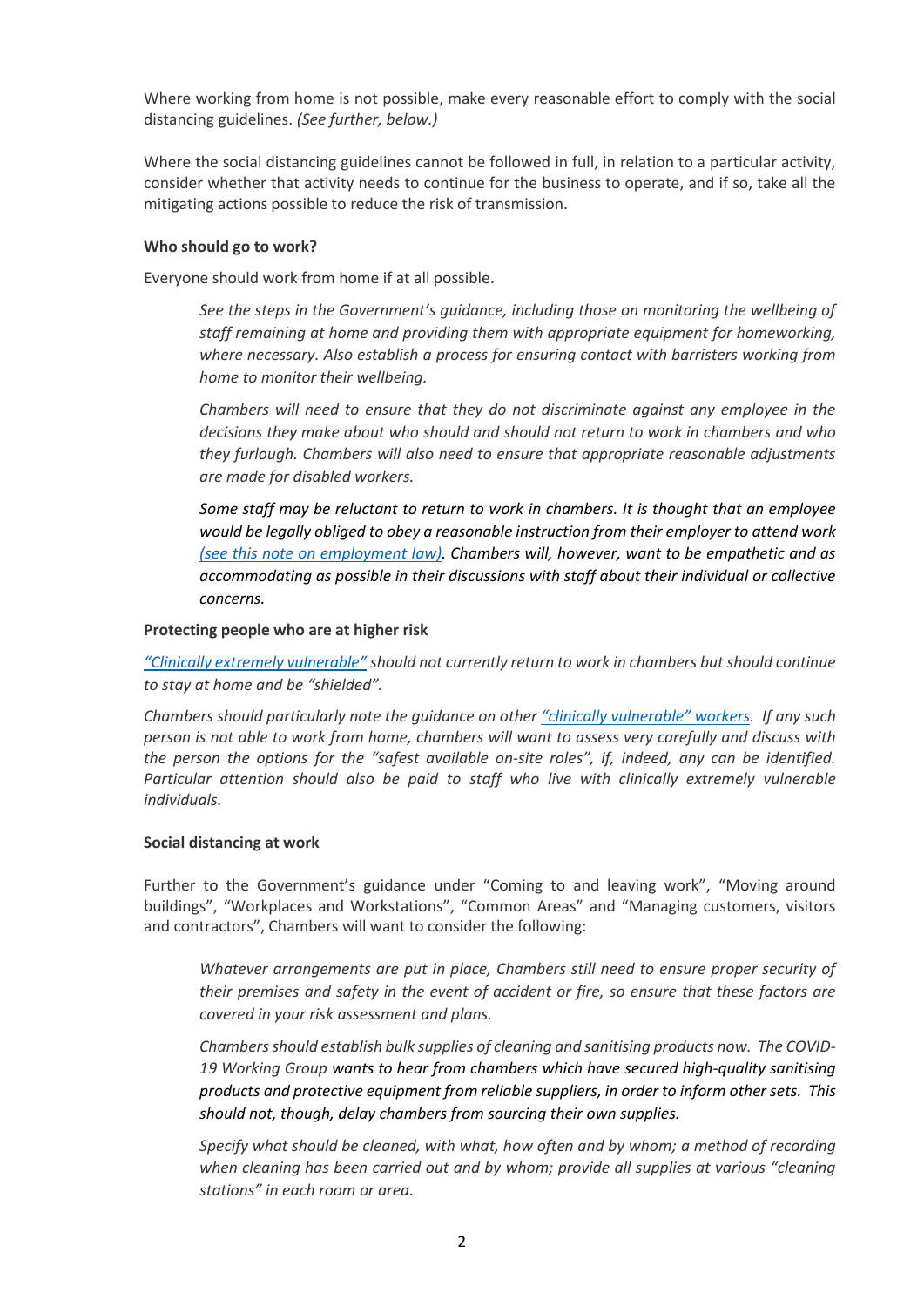Where working from home is not possible, make every reasonable effort to comply with the social distancing guidelines. *(See further, below.)*

Where the social distancing guidelines cannot be followed in full, in relation to a particular activity, consider whether that activity needs to continue for the business to operate, and if so, take all the mitigating actions possible to reduce the risk of transmission.

**Who should go to work?**

Everyone should work from home if at all possible.

> *See the steps in the Government's guidance, including those on monitoring the wellbeing of staff remaining at home and providing them with appropriate equipment for homeworking, where necessary. Also establish a process for ensuring contact with barristers working from home to monitor their wellbeing.*
>
> *Chambers will need to ensure that they do not discriminate against any employee in the decisions they make about who should and should not return to work in chambers and who they furlough. Chambers will also need to ensure that appropriate reasonable adjustments are made for disabled workers.*
>
> *Some staff may be reluctant to return to work in chambers. It is thought that an employee would be legally obliged to obey a reasonable instruction from their employer to attend work [(see this note on employment law)](). Chambers will, however, want to be empathetic and as accommodating as possible in their discussions with staff about their individual or collective concerns.*

**Protecting people who are at higher risk**

*[“Clinically extremely vulnerable”]() should not currently return to work in chambers but should continue to stay at home and be “shielded”.*

*Chambers should particularly note the guidance on other [“clinically vulnerable” workers](). If any such person is not able to work from home, chambers will want to assess very carefully and discuss with the person the options for the “safest available on-site roles”, if, indeed, any can be identified. Particular attention should also be paid to staff who live with clinically extremely vulnerable individuals.*

**Social distancing at work**

Further to the Government's guidance under “Coming to and leaving work”, “Moving around buildings”, “Workplaces and Workstations”, “Common Areas” and “Managing customers, visitors and contractors”, Chambers will want to consider the following:

> *Whatever arrangements are put in place, Chambers still need to ensure proper security of their premises and safety in the event of accident or fire, so ensure that these factors are covered in your risk assessment and plans.*
>
> *Chambers should establish bulk supplies of cleaning and sanitising products now. The COVID-19 Working Group wants to hear from chambers which have secured high-quality sanitising products and protective equipment from reliable suppliers, in order to inform other sets. This should not, though, delay chambers from sourcing their own supplies.*
>
> *Specify what should be cleaned, with what, how often and by whom; a method of recording when cleaning has been carried out and by whom; provide all supplies at various “cleaning stations” in each room or area.*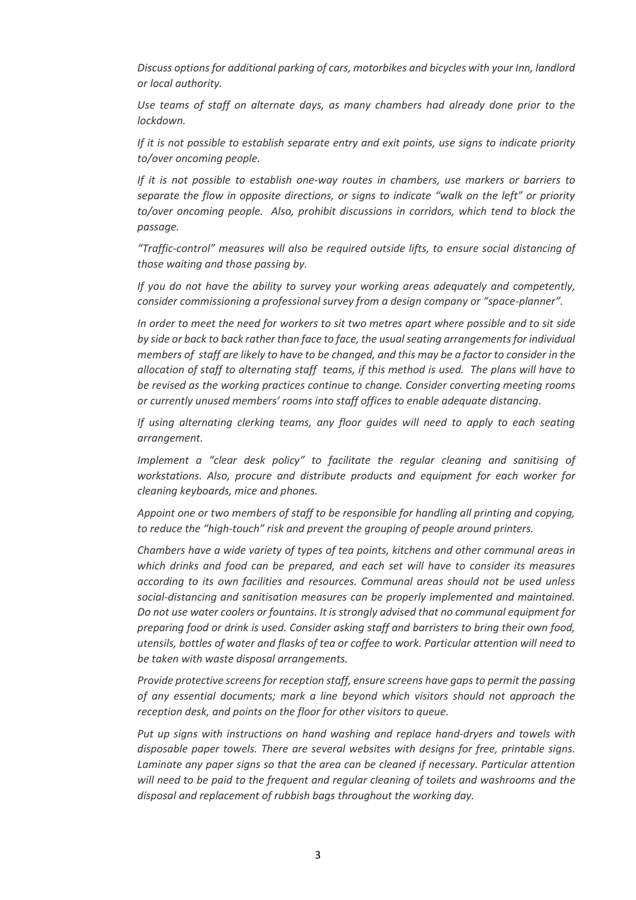*Discuss options for additional parking of cars, motorbikes and bicycles with your Inn, landlord or local authority.*

*Use teams of staff on alternate days, as many chambers had already done prior to the lockdown.*

*If it is not possible to establish separate entry and exit points, use signs to indicate priority to/over oncoming people.*

*If it is not possible to establish one-way routes in chambers, use markers or barriers to separate the flow in opposite directions, or signs to indicate "walk on the left" or priority to/over oncoming people. Also, prohibit discussions in corridors, which tend to block the passage.*

*"Traffic-control" measures will also be required outside lifts, to ensure social distancing of those waiting and those passing by.*

*If you do not have the ability to survey your working areas adequately and competently, consider commissioning a professional survey from a design company or "space-planner".*

*In order to meet the need for workers to sit two metres apart where possible and to sit side by side or back to back rather than face to face, the usual seating arrangements for individual members of staff are likely to have to be changed, and this may be a factor to consider in the allocation of staff to alternating staff teams, if this method is used. The plans will have to be revised as the working practices continue to change. Consider converting meeting rooms or currently unused members' rooms into staff offices to enable adequate distancing.*

*If using alternating clerking teams, any floor guides will need to apply to each seating arrangement.*

*Implement a "clear desk policy" to facilitate the regular cleaning and sanitising of workstations. Also, procure and distribute products and equipment for each worker for cleaning keyboards, mice and phones.*

*Appoint one or two members of staff to be responsible for handling all printing and copying, to reduce the "high-touch" risk and prevent the grouping of people around printers.*

*Chambers have a wide variety of types of tea points, kitchens and other communal areas in which drinks and food can be prepared, and each set will have to consider its measures according to its own facilities and resources. Communal areas should not be used unless social-distancing and sanitisation measures can be properly implemented and maintained. Do not use water coolers or fountains. It is strongly advised that no communal equipment for preparing food or drink is used. Consider asking staff and barristers to bring their own food, utensils, bottles of water and flasks of tea or coffee to work. Particular attention will need to be taken with waste disposal arrangements.*

*Provide protective screens for reception staff, ensure screens have gaps to permit the passing of any essential documents; mark a line beyond which visitors should not approach the reception desk, and points on the floor for other visitors to queue.*

*Put up signs with instructions on hand washing and replace hand-dryers and towels with disposable paper towels. There are several websites with designs for free, printable signs. Laminate any paper signs so that the area can be cleaned if necessary. Particular attention will need to be paid to the frequent and regular cleaning of toilets and washrooms and the disposal and replacement of rubbish bags throughout the working day.*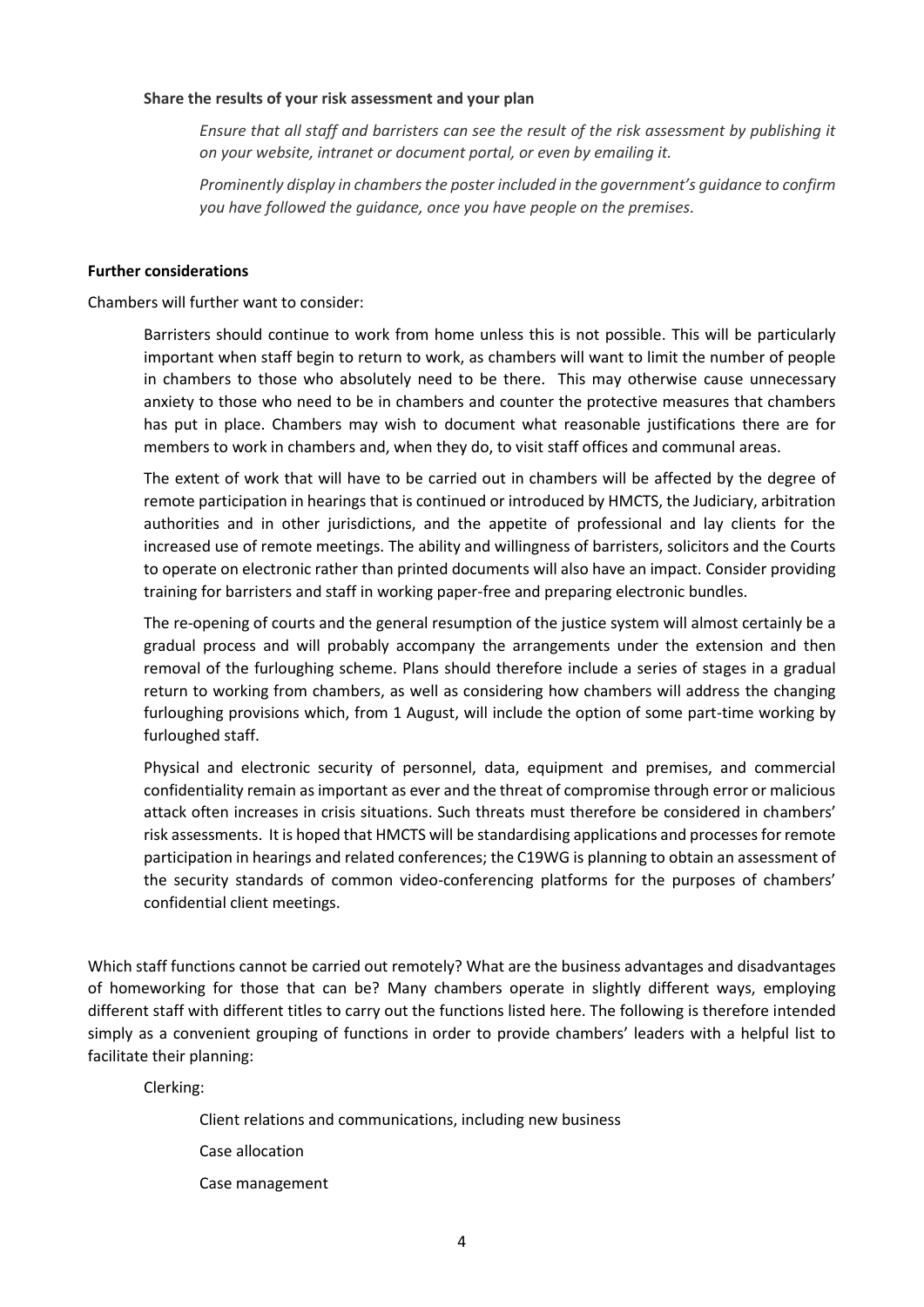**Share the results of your risk assessment and your plan**

*Ensure that all staff and barristers can see the result of the risk assessment by publishing it on your website, intranet or document portal, or even by emailing it.*

*Prominently display in chambers the poster included in the government's guidance to confirm you have followed the guidance, once you have people on the premises.*

**Further considerations**

Chambers will further want to consider:

Barristers should continue to work from home unless this is not possible. This will be particularly important when staff begin to return to work, as chambers will want to limit the number of people in chambers to those who absolutely need to be there. This may otherwise cause unnecessary anxiety to those who need to be in chambers and counter the protective measures that chambers has put in place. Chambers may wish to document what reasonable justifications there are for members to work in chambers and, when they do, to visit staff offices and communal areas.

The extent of work that will have to be carried out in chambers will be affected by the degree of remote participation in hearings that is continued or introduced by HMCTS, the Judiciary, arbitration authorities and in other jurisdictions, and the appetite of professional and lay clients for the increased use of remote meetings. The ability and willingness of barristers, solicitors and the Courts to operate on electronic rather than printed documents will also have an impact. Consider providing training for barristers and staff in working paper-free and preparing electronic bundles.

The re-opening of courts and the general resumption of the justice system will almost certainly be a gradual process and will probably accompany the arrangements under the extension and then removal of the furloughing scheme. Plans should therefore include a series of stages in a gradual return to working from chambers, as well as considering how chambers will address the changing furloughing provisions which, from 1 August, will include the option of some part-time working by furloughed staff.

Physical and electronic security of personnel, data, equipment and premises, and commercial confidentiality remain as important as ever and the threat of compromise through error or malicious attack often increases in crisis situations. Such threats must therefore be considered in chambers' risk assessments. It is hoped that HMCTS will be standardising applications and processes for remote participation in hearings and related conferences; the C19WG is planning to obtain an assessment of the security standards of common video-conferencing platforms for the purposes of chambers' confidential client meetings.

Which staff functions cannot be carried out remotely? What are the business advantages and disadvantages of homeworking for those that can be? Many chambers operate in slightly different ways, employing different staff with different titles to carry out the functions listed here. The following is therefore intended simply as a convenient grouping of functions in order to provide chambers' leaders with a helpful list to facilitate their planning:

Clerking:

- Client relations and communications, including new business
- Case allocation
- Case management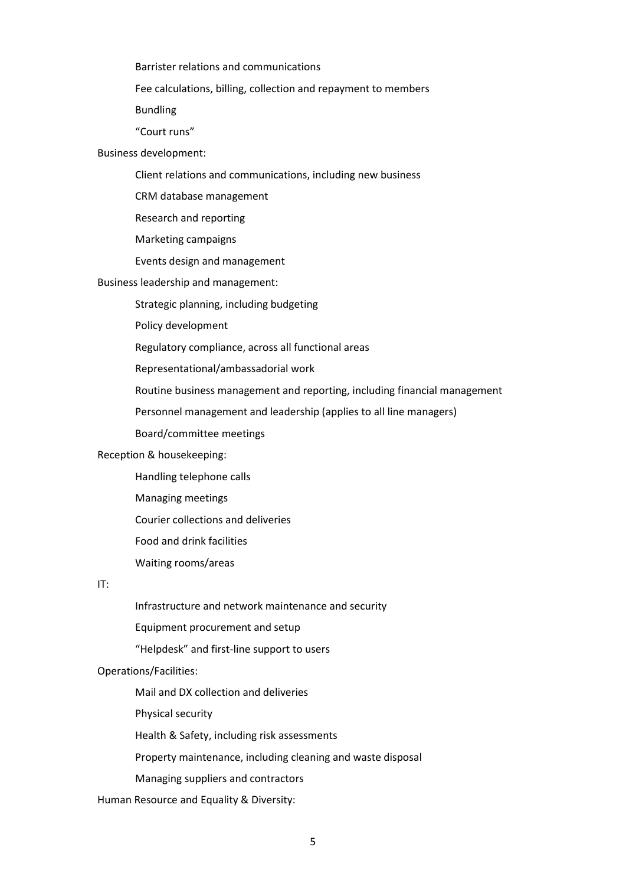- Barrister relations and communications
- Fee calculations, billing, collection and repayment to members
- Bundling
- "Court runs"

Business development:

- Client relations and communications, including new business
- CRM database management
- Research and reporting
- Marketing campaigns
- Events design and management

Business leadership and management:

- Strategic planning, including budgeting
- Policy development
- Regulatory compliance, across all functional areas
- Representational/ambassadorial work
- Routine business management and reporting, including financial management
- Personnel management and leadership (applies to all line managers)
- Board/committee meetings

Reception & housekeeping:

- Handling telephone calls
- Managing meetings
- Courier collections and deliveries
- Food and drink facilities
- Waiting rooms/areas

IT:

- Infrastructure and network maintenance and security
- Equipment procurement and setup
- "Helpdesk" and first-line support to users

Operations/Facilities:

- Mail and DX collection and deliveries
- Physical security
- Health & Safety, including risk assessments
- Property maintenance, including cleaning and waste disposal
- Managing suppliers and contractors

Human Resource and Equality & Diversity: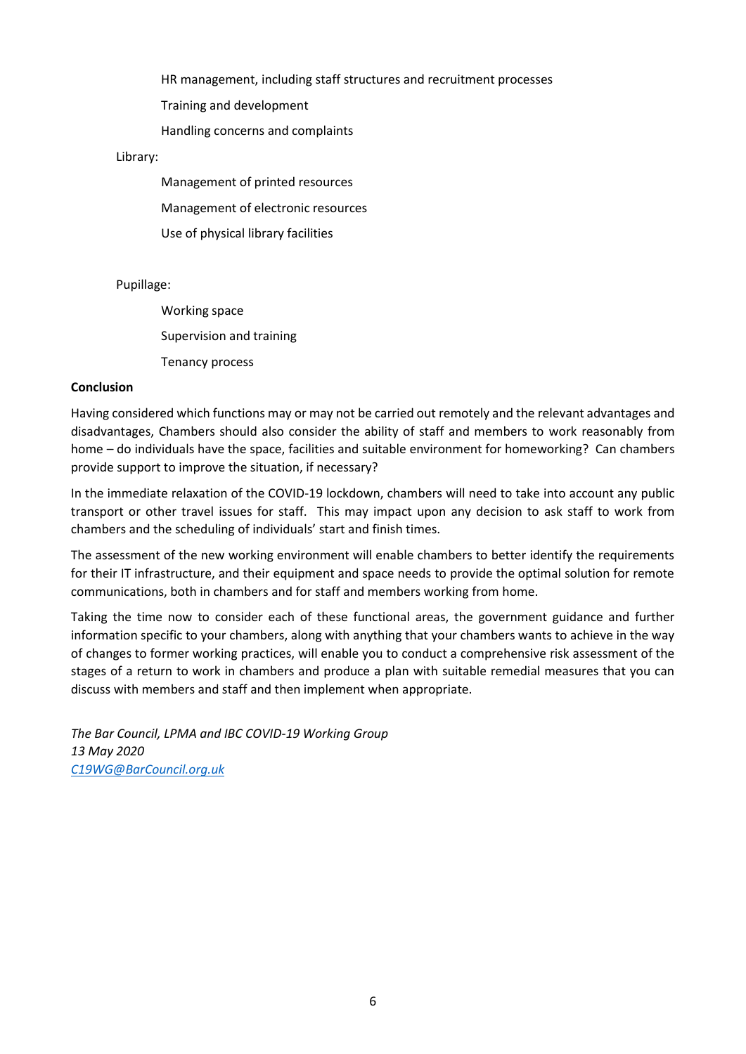HR management, including staff structures and recruitment processes

Training and development

Handling concerns and complaints

Library:

Management of printed resources

Management of electronic resources

Use of physical library facilities

Pupillage:

Working space

Supervision and training

Tenancy process

**Conclusion**

Having considered which functions may or may not be carried out remotely and the relevant advantages and disadvantages, Chambers should also consider the ability of staff and members to work reasonably from home – do individuals have the space, facilities and suitable environment for homeworking? Can chambers provide support to improve the situation, if necessary?

In the immediate relaxation of the COVID-19 lockdown, chambers will need to take into account any public transport or other travel issues for staff. This may impact upon any decision to ask staff to work from chambers and the scheduling of individuals' start and finish times.

The assessment of the new working environment will enable chambers to better identify the requirements for their IT infrastructure, and their equipment and space needs to provide the optimal solution for remote communications, both in chambers and for staff and members working from home.

Taking the time now to consider each of these functional areas, the government guidance and further information specific to your chambers, along with anything that your chambers wants to achieve in the way of changes to former working practices, will enable you to conduct a comprehensive risk assessment of the stages of a return to work in chambers and produce a plan with suitable remedial measures that you can discuss with members and staff and then implement when appropriate.

*The Bar Council, LPMA and IBC COVID-19 Working Group*
*13 May 2020*
*C19WG@BarCouncil.org.uk*